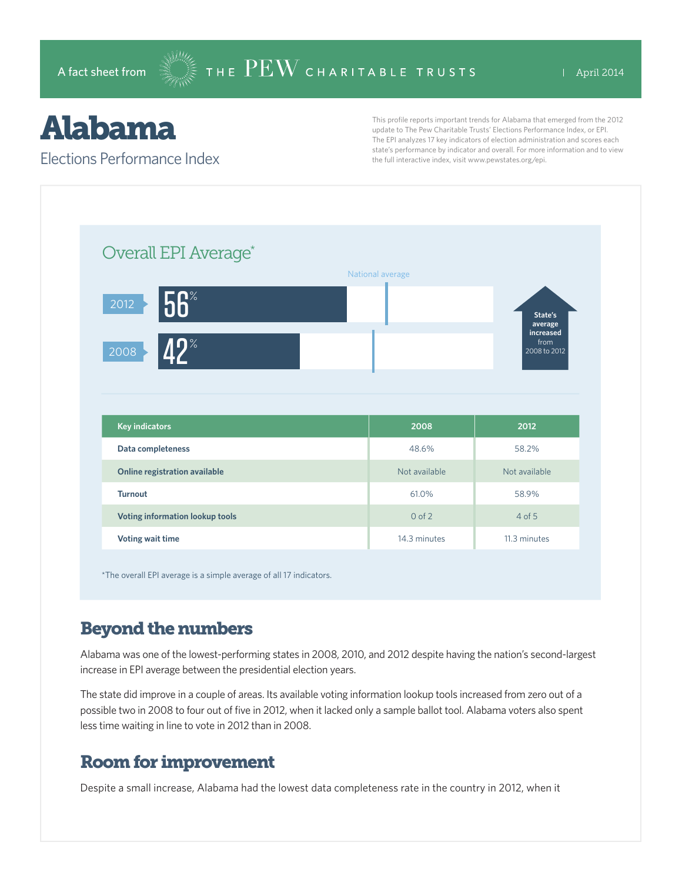A fact sheet from THE PEW CHARITABLE TRUSTS | April 2014

# Alabama

## Elections Performance Index

This profile reports important trends for Alabama that emerged from the 2012 update to The Pew Charitable Trusts' Elections Performance Index, or EPI. The EPI analyzes 17 key indicators of election administration and scores each state's performance by indicator and overall. For more information and to view the full interactive index, visit www.pewstates.org/epi.

### Overall EPI Average*

National average

2012: 56%

2008: 42%

State's average increased from 2008 to 2012

| Key indicators | 2008 | 2012 |
| --- | --- | --- |
| Data completeness | 48.6% | 58.2% |
| Online registration available | Not available | Not available |
| Turnout | 61.0% | 58.9% |
| Voting information lookup tools | 0 of 2 | 4 of 5 |
| Voting wait time | 14.3 minutes | 11.3 minutes |

*The overall EPI average is a simple average of all 17 indicators.

## Beyond the numbers

Alabama was one of the lowest-performing states in 2008, 2010, and 2012 despite having the nation's second-largest increase in EPI average between the presidential election years.

The state did improve in a couple of areas. Its available voting information lookup tools increased from zero out of a possible two in 2008 to four out of five in 2012, when it lacked only a sample ballot tool. Alabama voters also spent less time waiting in line to vote in 2012 than in 2008.

## Room for improvement

Despite a small increase, Alabama had the lowest data completeness rate in the country in 2012, when it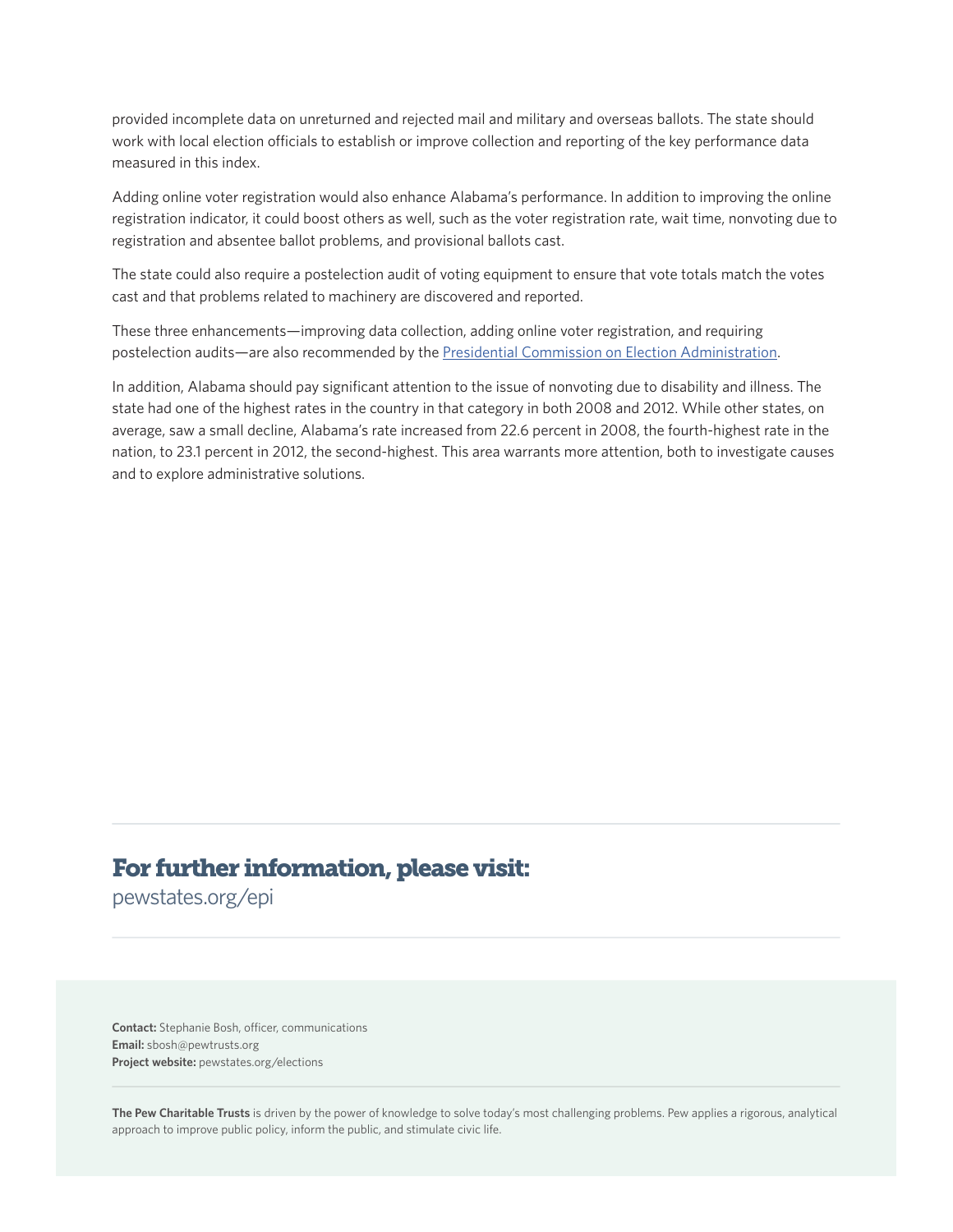provided incomplete data on unreturned and rejected mail and military and overseas ballots. The state should work with local election officials to establish or improve collection and reporting of the key performance data measured in this index.

Adding online voter registration would also enhance Alabama's performance. In addition to improving the online registration indicator, it could boost others as well, such as the voter registration rate, wait time, nonvoting due to registration and absentee ballot problems, and provisional ballots cast.

The state could also require a postelection audit of voting equipment to ensure that vote totals match the votes cast and that problems related to machinery are discovered and reported.

These three enhancements—improving data collection, adding online voter registration, and requiring postelection audits—are also recommended by the Presidential Commission on Election Administration.

In addition, Alabama should pay significant attention to the issue of nonvoting due to disability and illness. The state had one of the highest rates in the country in that category in both 2008 and 2012. While other states, on average, saw a small decline, Alabama's rate increased from 22.6 percent in 2008, the fourth-highest rate in the nation, to 23.1 percent in 2012, the second-highest. This area warrants more attention, both to investigate causes and to explore administrative solutions.

## For further information, please visit:

pewstates.org/epi

**Contact:** Stephanie Bosh, officer, communications
**Email:** sbosh@pewtrusts.org
**Project website:** pewstates.org/elections

**The Pew Charitable Trusts** is driven by the power of knowledge to solve today's most challenging problems. Pew applies a rigorous, analytical approach to improve public policy, inform the public, and stimulate civic life.